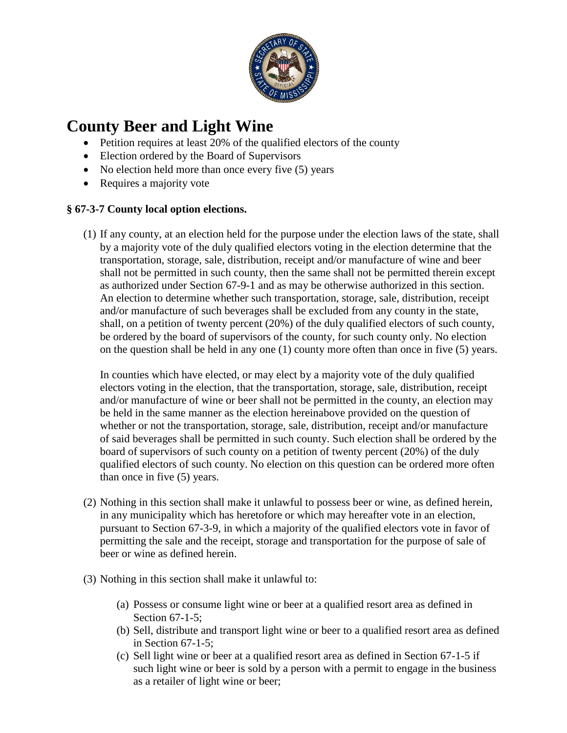# County Beer and Light Wine

- Petition requires at least 20% of the qualified electors of the county
- Election ordered by the Board of Supervisors
- No election held more than once every five (5) years
- Requires a majority vote

**§ 67-3-7 County local option elections.**

(1) If any county, at an election held for the purpose under the election laws of the state, shall by a majority vote of the duly qualified electors voting in the election determine that the transportation, storage, sale, distribution, receipt and/or manufacture of wine and beer shall not be permitted in such county, then the same shall not be permitted therein except as authorized under Section 67-9-1 and as may be otherwise authorized in this section. An election to determine whether such transportation, storage, sale, distribution, receipt and/or manufacture of such beverages shall be excluded from any county in the state, shall, on a petition of twenty percent (20%) of the duly qualified electors of such county, be ordered by the board of supervisors of the county, for such county only. No election on the question shall be held in any one (1) county more often than once in five (5) years.

In counties which have elected, or may elect by a majority vote of the duly qualified electors voting in the election, that the transportation, storage, sale, distribution, receipt and/or manufacture of wine or beer shall not be permitted in the county, an election may be held in the same manner as the election hereinabove provided on the question of whether or not the transportation, storage, sale, distribution, receipt and/or manufacture of said beverages shall be permitted in such county. Such election shall be ordered by the board of supervisors of such county on a petition of twenty percent (20%) of the duly qualified electors of such county. No election on this question can be ordered more often than once in five (5) years.

(2) Nothing in this section shall make it unlawful to possess beer or wine, as defined herein, in any municipality which has heretofore or which may hereafter vote in an election, pursuant to Section 67-3-9, in which a majority of the qualified electors vote in favor of permitting the sale and the receipt, storage and transportation for the purpose of sale of beer or wine as defined herein.

(3) Nothing in this section shall make it unlawful to:

(a) Possess or consume light wine or beer at a qualified resort area as defined in Section 67-1-5;
(b) Sell, distribute and transport light wine or beer to a qualified resort area as defined in Section 67-1-5;
(c) Sell light wine or beer at a qualified resort area as defined in Section 67-1-5 if such light wine or beer is sold by a person with a permit to engage in the business as a retailer of light wine or beer;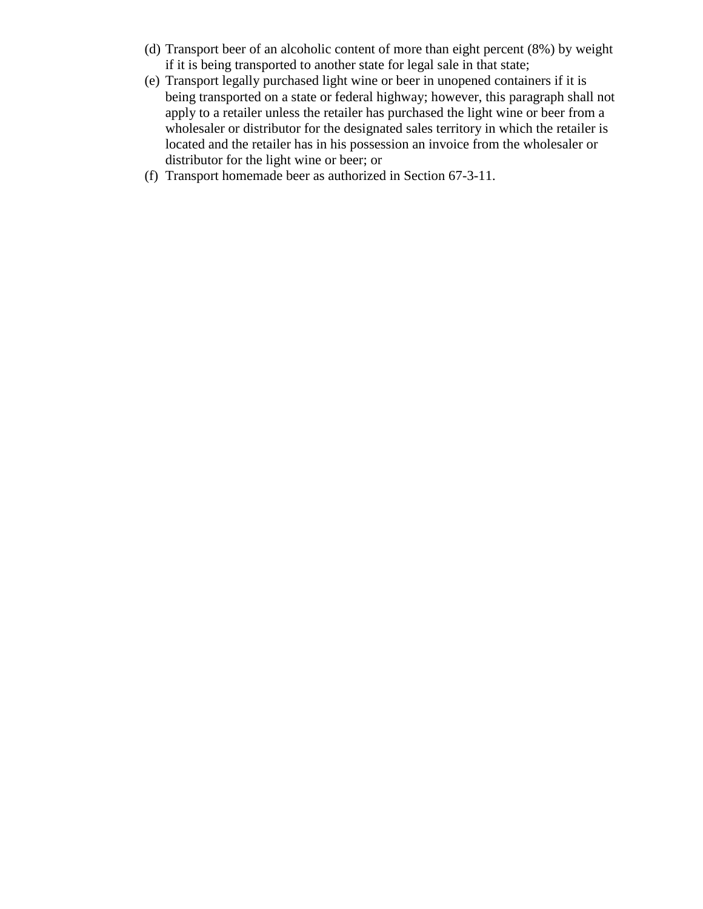(d) Transport beer of an alcoholic content of more than eight percent (8%) by weight if it is being transported to another state for legal sale in that state;

(e) Transport legally purchased light wine or beer in unopened containers if it is being transported on a state or federal highway; however, this paragraph shall not apply to a retailer unless the retailer has purchased the light wine or beer from a wholesaler or distributor for the designated sales territory in which the retailer is located and the retailer has in his possession an invoice from the wholesaler or distributor for the light wine or beer; or

(f) Transport homemade beer as authorized in Section 67-3-11.